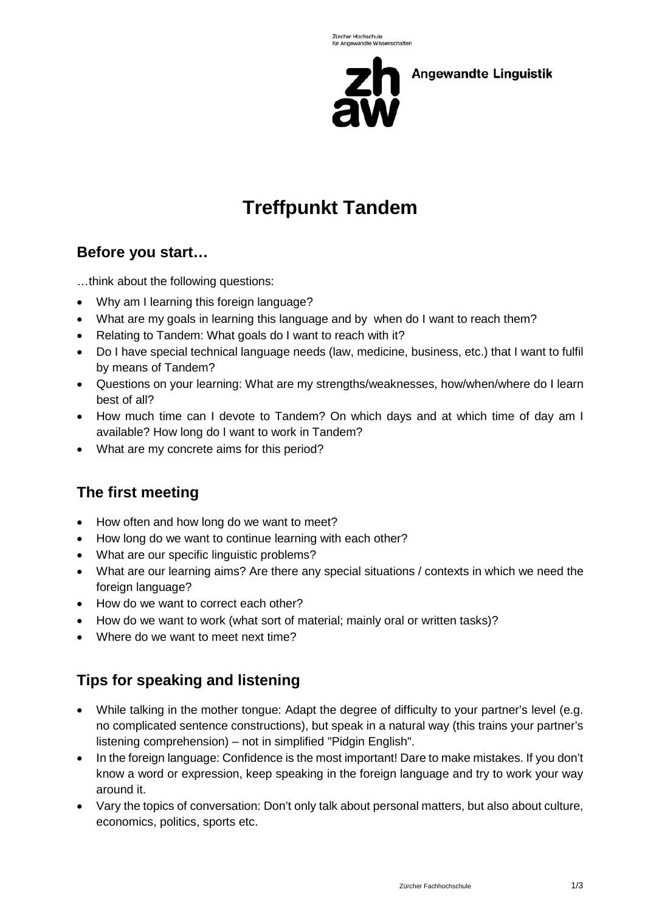Zürcher Hochschule für Angewandte Wissenschaften

Angewandte Linguistik

# Treffpunkt Tandem

## Before you start…

…think about the following questions:

- Why am I learning this foreign language?
- What are my goals in learning this language and by when do I want to reach them?
- Relating to Tandem: What goals do I want to reach with it?
- Do I have special technical language needs (law, medicine, business, etc.) that I want to fulfil by means of Tandem?
- Questions on your learning: What are my strengths/weaknesses, how/when/where do I learn best of all?
- How much time can I devote to Tandem? On which days and at which time of day am I available? How long do I want to work in Tandem?
- What are my concrete aims for this period?

## The first meeting

- How often and how long do we want to meet?
- How long do we want to continue learning with each other?
- What are our specific linguistic problems?
- What are our learning aims? Are there any special situations / contexts in which we need the foreign language?
- How do we want to correct each other?
- How do we want to work (what sort of material; mainly oral or written tasks)?
- Where do we want to meet next time?

## Tips for speaking and listening

- While talking in the mother tongue: Adapt the degree of difficulty to your partner's level (e.g. no complicated sentence constructions), but speak in a natural way (this trains your partner's listening comprehension) – not in simplified "Pidgin English".
- In the foreign language: Confidence is the most important! Dare to make mistakes. If you don't know a word or expression, keep speaking in the foreign language and try to work your way around it.
- Vary the topics of conversation: Don't only talk about personal matters, but also about culture, economics, politics, sports etc.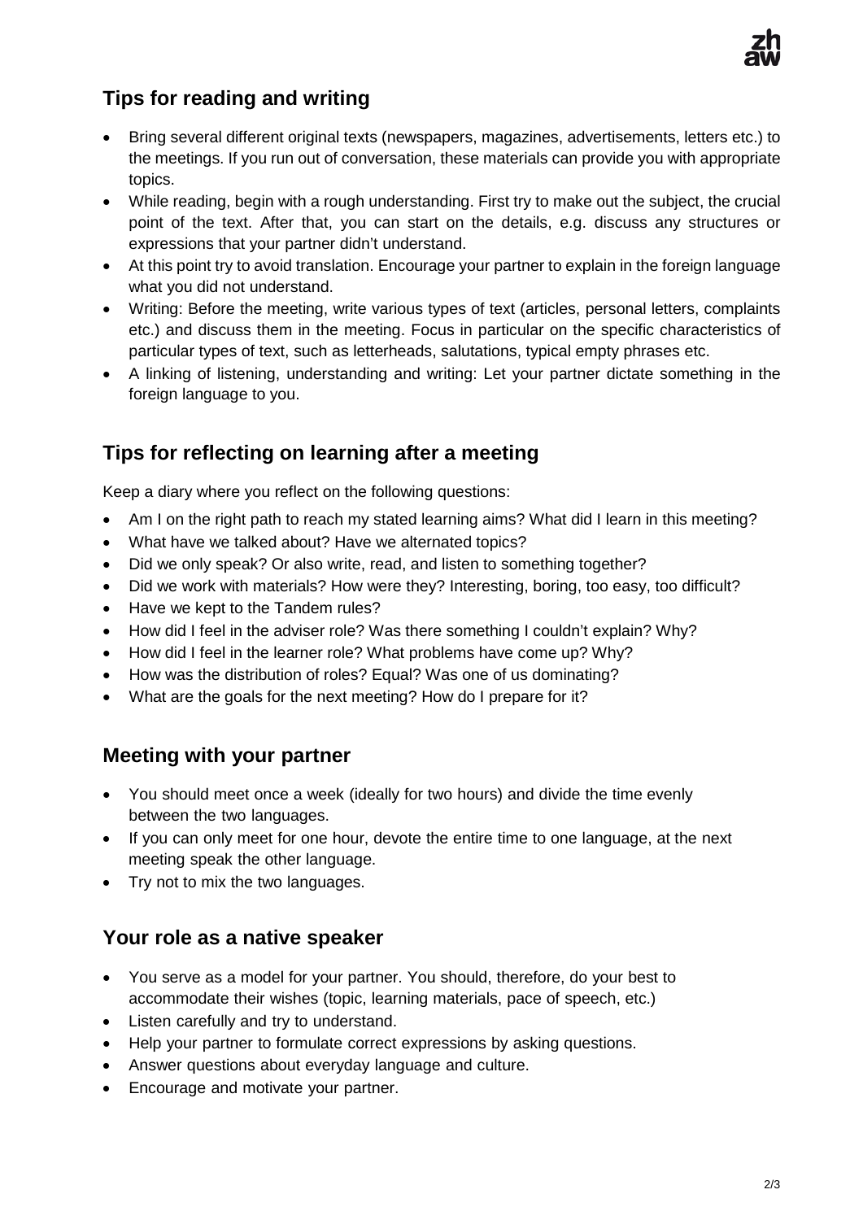## Tips for reading and writing

- Bring several different original texts (newspapers, magazines, advertisements, letters etc.) to the meetings. If you run out of conversation, these materials can provide you with appropriate topics.
- While reading, begin with a rough understanding. First try to make out the subject, the crucial point of the text. After that, you can start on the details, e.g. discuss any structures or expressions that your partner didn't understand.
- At this point try to avoid translation. Encourage your partner to explain in the foreign language what you did not understand.
- Writing: Before the meeting, write various types of text (articles, personal letters, complaints etc.) and discuss them in the meeting. Focus in particular on the specific characteristics of particular types of text, such as letterheads, salutations, typical empty phrases etc.
- A linking of listening, understanding and writing: Let your partner dictate something in the foreign language to you.

## Tips for reflecting on learning after a meeting

Keep a diary where you reflect on the following questions:

- Am I on the right path to reach my stated learning aims? What did I learn in this meeting?
- What have we talked about? Have we alternated topics?
- Did we only speak? Or also write, read, and listen to something together?
- Did we work with materials? How were they? Interesting, boring, too easy, too difficult?
- Have we kept to the Tandem rules?
- How did I feel in the adviser role? Was there something I couldn't explain? Why?
- How did I feel in the learner role? What problems have come up? Why?
- How was the distribution of roles? Equal? Was one of us dominating?
- What are the goals for the next meeting? How do I prepare for it?

## Meeting with your partner

- You should meet once a week (ideally for two hours) and divide the time evenly between the two languages.
- If you can only meet for one hour, devote the entire time to one language, at the next meeting speak the other language.
- Try not to mix the two languages.

## Your role as a native speaker

- You serve as a model for your partner. You should, therefore, do your best to accommodate their wishes (topic, learning materials, pace of speech, etc.)
- Listen carefully and try to understand.
- Help your partner to formulate correct expressions by asking questions.
- Answer questions about everyday language and culture.
- Encourage and motivate your partner.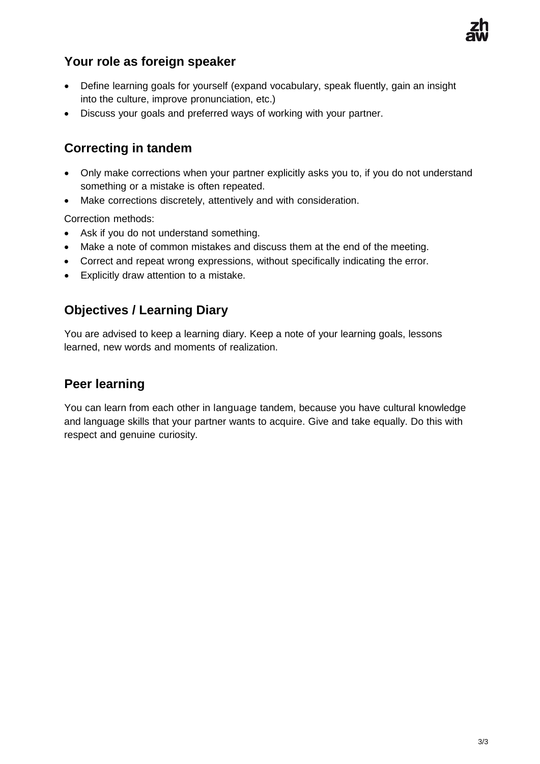## Your role as foreign speaker

- Define learning goals for yourself (expand vocabulary, speak fluently, gain an insight into the culture, improve pronunciation, etc.)
- Discuss your goals and preferred ways of working with your partner.

## Correcting in tandem

- Only make corrections when your partner explicitly asks you to, if you do not understand something or a mistake is often repeated.
- Make corrections discretely, attentively and with consideration.

Correction methods:

- Ask if you do not understand something.
- Make a note of common mistakes and discuss them at the end of the meeting.
- Correct and repeat wrong expressions, without specifically indicating the error.
- Explicitly draw attention to a mistake.

## Objectives / Learning Diary

You are advised to keep a learning diary. Keep a note of your learning goals, lessons learned, new words and moments of realization.

## Peer learning

You can learn from each other in language tandem, because you have cultural knowledge and language skills that your partner wants to acquire. Give and take equally. Do this with respect and genuine curiosity.